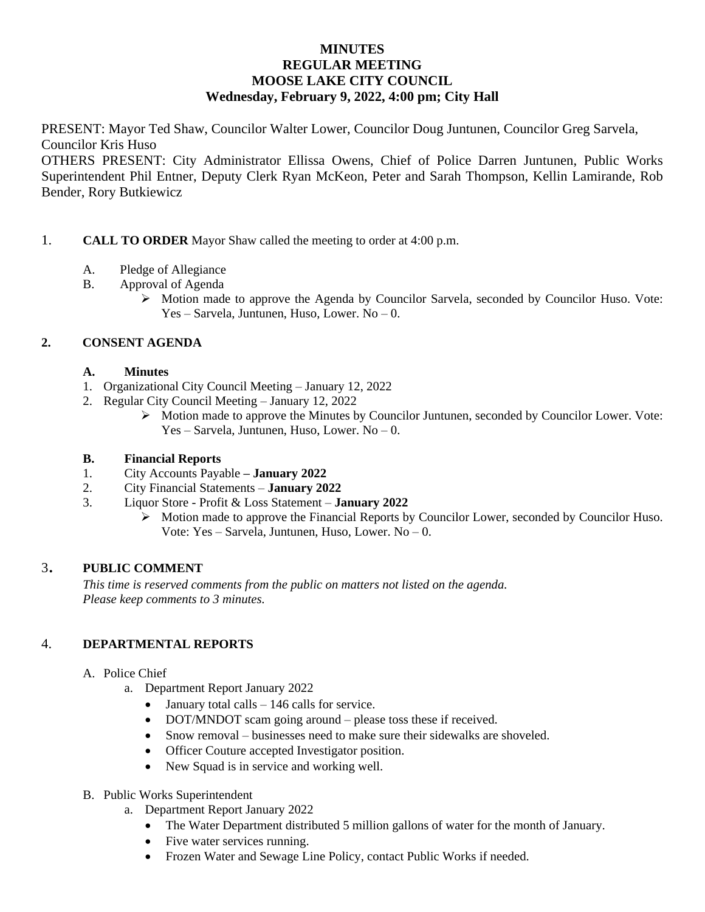# MINUTES
## REGULAR MEETING
## MOOSE LAKE CITY COUNCIL
## Wednesday, February 9, 2022, 4:00 pm; City Hall

PRESENT: Mayor Ted Shaw, Councilor Walter Lower, Councilor Doug Juntunen, Councilor Greg Sarvela, Councilor Kris Huso

OTHERS PRESENT: City Administrator Ellissa Owens, Chief of Police Darren Juntunen, Public Works Superintendent Phil Entner, Deputy Clerk Ryan McKeon, Peter and Sarah Thompson, Kellin Lamirande, Rob Bender, Rory Butkiewicz

1. **CALL TO ORDER** Mayor Shaw called the meeting to order at 4:00 p.m.

   A. Pledge of Allegiance

   B. Approval of Agenda

      - Motion made to approve the Agenda by Councilor Sarvela, seconded by Councilor Huso. Vote: Yes – Sarvela, Juntunen, Huso, Lower. No – 0.

2. **CONSENT AGENDA**

   **A. Minutes**

   1. Organizational City Council Meeting – January 12, 2022
   2. Regular City Council Meeting – January 12, 2022
      - Motion made to approve the Minutes by Councilor Juntunen, seconded by Councilor Lower. Vote: Yes – Sarvela, Juntunen, Huso, Lower. No – 0.

   **B. Financial Reports**

   1. City Accounts Payable **– January 2022**
   2. City Financial Statements – **January 2022**
   3. Liquor Store - Profit & Loss Statement – **January 2022**
      - Motion made to approve the Financial Reports by Councilor Lower, seconded by Councilor Huso. Vote: Yes – Sarvela, Juntunen, Huso, Lower. No – 0.

3. **PUBLIC COMMENT**

   *This time is reserved comments from the public on matters not listed on the agenda.*
   *Please keep comments to 3 minutes.*

4. **DEPARTMENTAL REPORTS**

   A. Police Chief

      a. Department Report January 2022

      - January total calls – 146 calls for service.
      - DOT/MNDOT scam going around – please toss these if received.
      - Snow removal – businesses need to make sure their sidewalks are shoveled.
      - Officer Couture accepted Investigator position.
      - New Squad is in service and working well.

   B. Public Works Superintendent

      a. Department Report January 2022

      - The Water Department distributed 5 million gallons of water for the month of January.
      - Five water services running.
      - Frozen Water and Sewage Line Policy, contact Public Works if needed.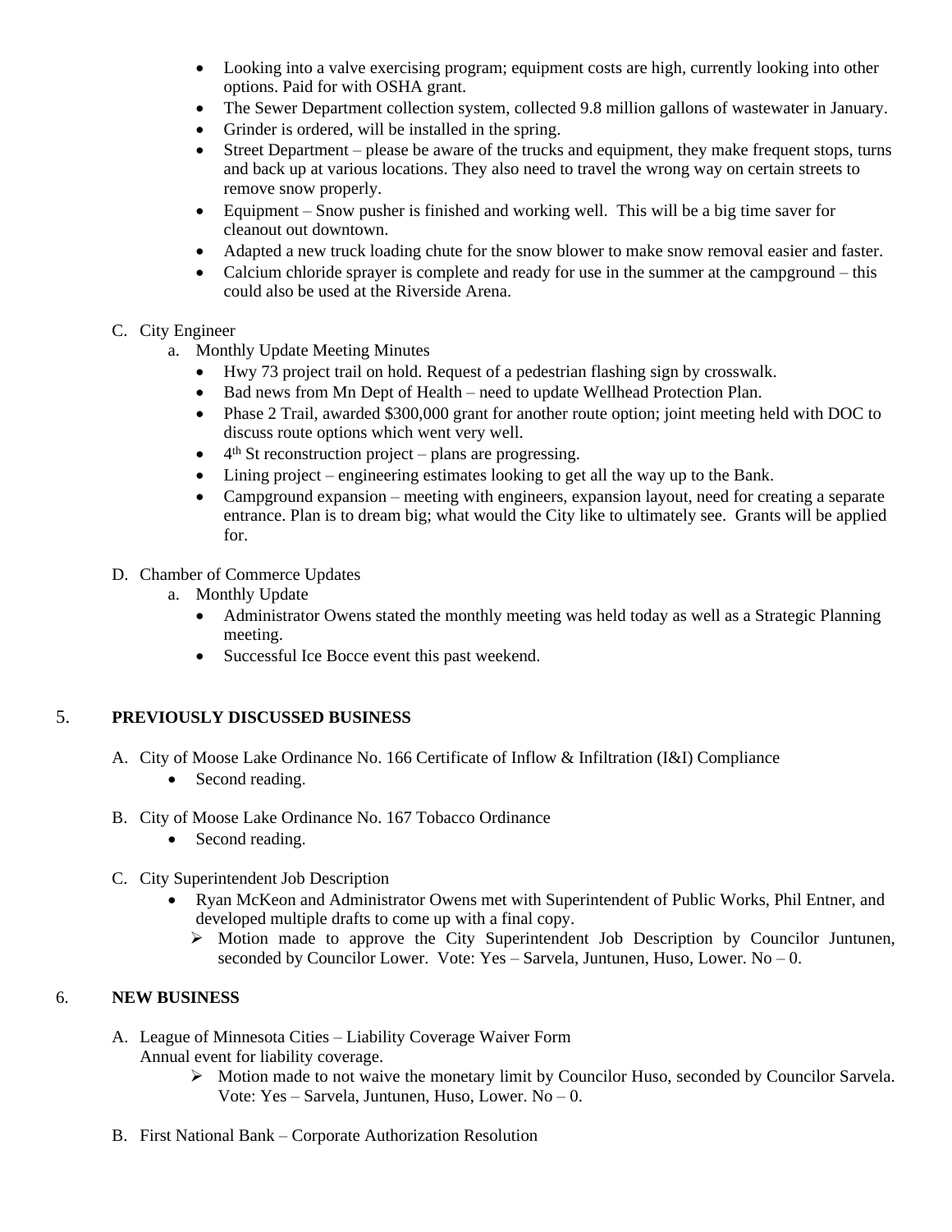- Looking into a valve exercising program; equipment costs are high, currently looking into other options. Paid for with OSHA grant.
- The Sewer Department collection system, collected 9.8 million gallons of wastewater in January.
- Grinder is ordered, will be installed in the spring.
- Street Department – please be aware of the trucks and equipment, they make frequent stops, turns and back up at various locations. They also need to travel the wrong way on certain streets to remove snow properly.
- Equipment – Snow pusher is finished and working well. This will be a big time saver for cleanout out downtown.
- Adapted a new truck loading chute for the snow blower to make snow removal easier and faster.
- Calcium chloride sprayer is complete and ready for use in the summer at the campground – this could also be used at the Riverside Arena.

C. City Engineer
   a. Monthly Update Meeting Minutes
      - Hwy 73 project trail on hold. Request of a pedestrian flashing sign by crosswalk.
      - Bad news from Mn Dept of Health – need to update Wellhead Protection Plan.
      - Phase 2 Trail, awarded $300,000 grant for another route option; joint meeting held with DOC to discuss route options which went very well.
      - 4th St reconstruction project – plans are progressing.
      - Lining project – engineering estimates looking to get all the way up to the Bank.
      - Campground expansion – meeting with engineers, expansion layout, need for creating a separate entrance. Plan is to dream big; what would the City like to ultimately see. Grants will be applied for.

D. Chamber of Commerce Updates
   a. Monthly Update
      - Administrator Owens stated the monthly meeting was held today as well as a Strategic Planning meeting.
      - Successful Ice Bocce event this past weekend.

## 5. PREVIOUSLY DISCUSSED BUSINESS

A. City of Moose Lake Ordinance No. 166 Certificate of Inflow & Infiltration (I&I) Compliance
   - Second reading.

B. City of Moose Lake Ordinance No. 167 Tobacco Ordinance
   - Second reading.

C. City Superintendent Job Description
   - Ryan McKeon and Administrator Owens met with Superintendent of Public Works, Phil Entner, and developed multiple drafts to come up with a final copy.
     - Motion made to approve the City Superintendent Job Description by Councilor Juntunen, seconded by Councilor Lower. Vote: Yes – Sarvela, Juntunen, Huso, Lower. No – 0.

## 6. NEW BUSINESS

A. League of Minnesota Cities – Liability Coverage Waiver Form
   Annual event for liability coverage.
     - Motion made to not waive the monetary limit by Councilor Huso, seconded by Councilor Sarvela. Vote: Yes – Sarvela, Juntunen, Huso, Lower. No – 0.

B. First National Bank – Corporate Authorization Resolution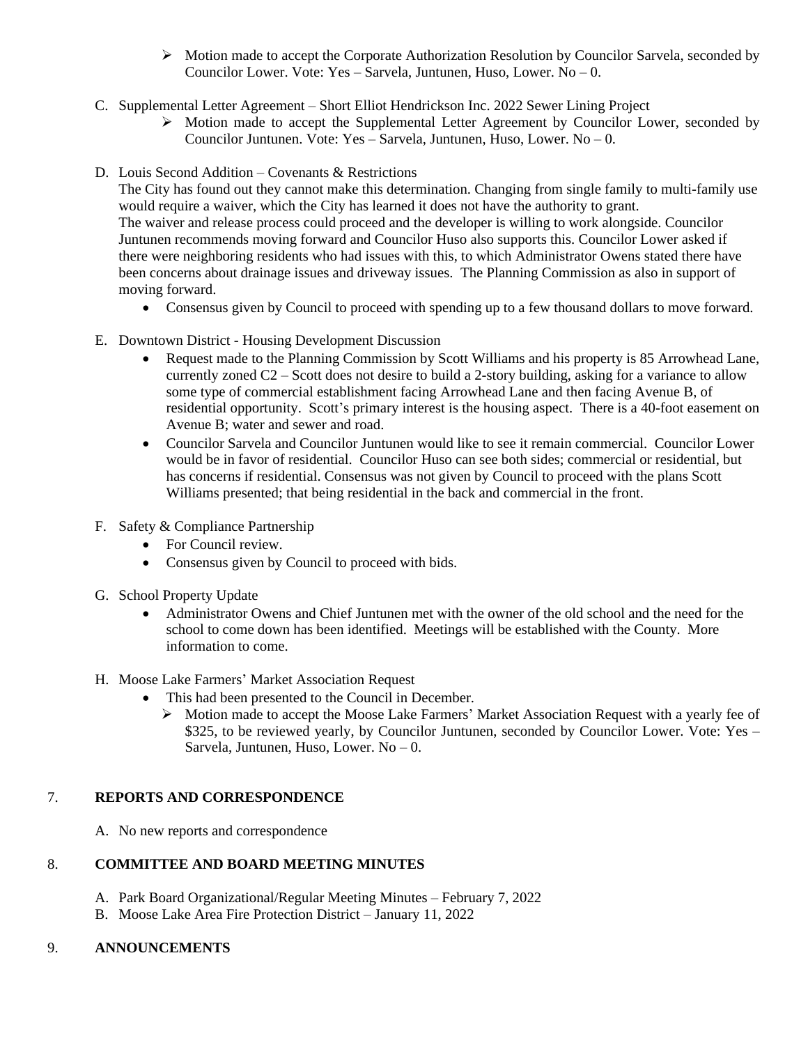- Motion made to accept the Corporate Authorization Resolution by Councilor Sarvela, seconded by Councilor Lower. Vote: Yes – Sarvela, Juntunen, Huso, Lower. No – 0.

C. Supplemental Letter Agreement – Short Elliot Hendrickson Inc. 2022 Sewer Lining Project

- Motion made to accept the Supplemental Letter Agreement by Councilor Lower, seconded by Councilor Juntunen. Vote: Yes – Sarvela, Juntunen, Huso, Lower. No – 0.

D. Louis Second Addition – Covenants & Restrictions

The City has found out they cannot make this determination. Changing from single family to multi-family use would require a waiver, which the City has learned it does not have the authority to grant.
The waiver and release process could proceed and the developer is willing to work alongside. Councilor Juntunen recommends moving forward and Councilor Huso also supports this. Councilor Lower asked if there were neighboring residents who had issues with this, to which Administrator Owens stated there have been concerns about drainage issues and driveway issues. The Planning Commission as also in support of moving forward.

- Consensus given by Council to proceed with spending up to a few thousand dollars to move forward.

E. Downtown District - Housing Development Discussion

- Request made to the Planning Commission by Scott Williams and his property is 85 Arrowhead Lane, currently zoned C2 – Scott does not desire to build a 2-story building, asking for a variance to allow some type of commercial establishment facing Arrowhead Lane and then facing Avenue B, of residential opportunity. Scott's primary interest is the housing aspect. There is a 40-foot easement on Avenue B; water and sewer and road.
- Councilor Sarvela and Councilor Juntunen would like to see it remain commercial. Councilor Lower would be in favor of residential. Councilor Huso can see both sides; commercial or residential, but has concerns if residential. Consensus was not given by Council to proceed with the plans Scott Williams presented; that being residential in the back and commercial in the front.

F. Safety & Compliance Partnership

- For Council review.
- Consensus given by Council to proceed with bids.

G. School Property Update

- Administrator Owens and Chief Juntunen met with the owner of the old school and the need for the school to come down has been identified. Meetings will be established with the County. More information to come.

H. Moose Lake Farmers' Market Association Request

- This had been presented to the Council in December.
  - Motion made to accept the Moose Lake Farmers' Market Association Request with a yearly fee of $325, to be reviewed yearly, by Councilor Juntunen, seconded by Councilor Lower. Vote: Yes – Sarvela, Juntunen, Huso, Lower. No – 0.

## 7. REPORTS AND CORRESPONDENCE

A. No new reports and correspondence

## 8. COMMITTEE AND BOARD MEETING MINUTES

A. Park Board Organizational/Regular Meeting Minutes – February 7, 2022
B. Moose Lake Area Fire Protection District – January 11, 2022

## 9. ANNOUNCEMENTS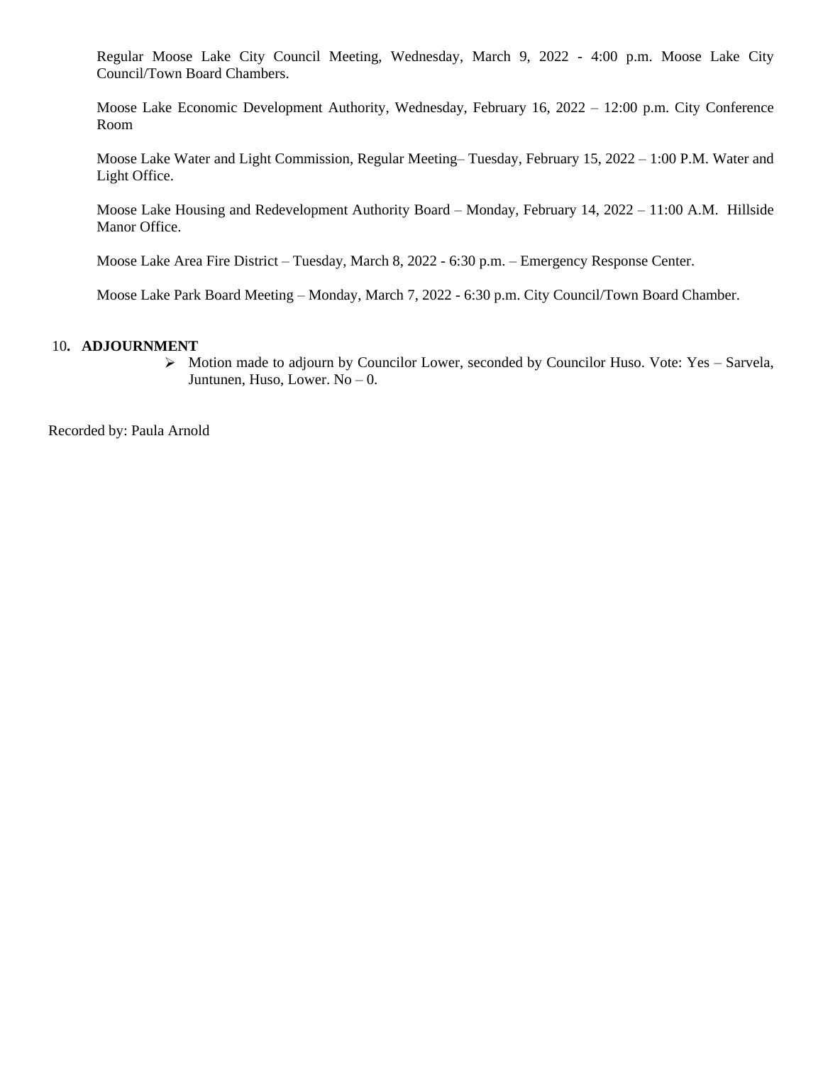Regular Moose Lake City Council Meeting, Wednesday, March 9, 2022 - 4:00 p.m. Moose Lake City Council/Town Board Chambers.

Moose Lake Economic Development Authority, Wednesday, February 16, 2022 – 12:00 p.m. City Conference Room

Moose Lake Water and Light Commission, Regular Meeting– Tuesday, February 15, 2022 – 1:00 P.M. Water and Light Office.

Moose Lake Housing and Redevelopment Authority Board – Monday, February 14, 2022 – 11:00 A.M. Hillside Manor Office.

Moose Lake Area Fire District – Tuesday, March 8, 2022 - 6:30 p.m. – Emergency Response Center.

Moose Lake Park Board Meeting – Monday, March 7, 2022 - 6:30 p.m. City Council/Town Board Chamber.

**10. ADJOURNMENT**

- Motion made to adjourn by Councilor Lower, seconded by Councilor Huso. Vote: Yes – Sarvela, Juntunen, Huso, Lower. No – 0.

Recorded by: Paula Arnold